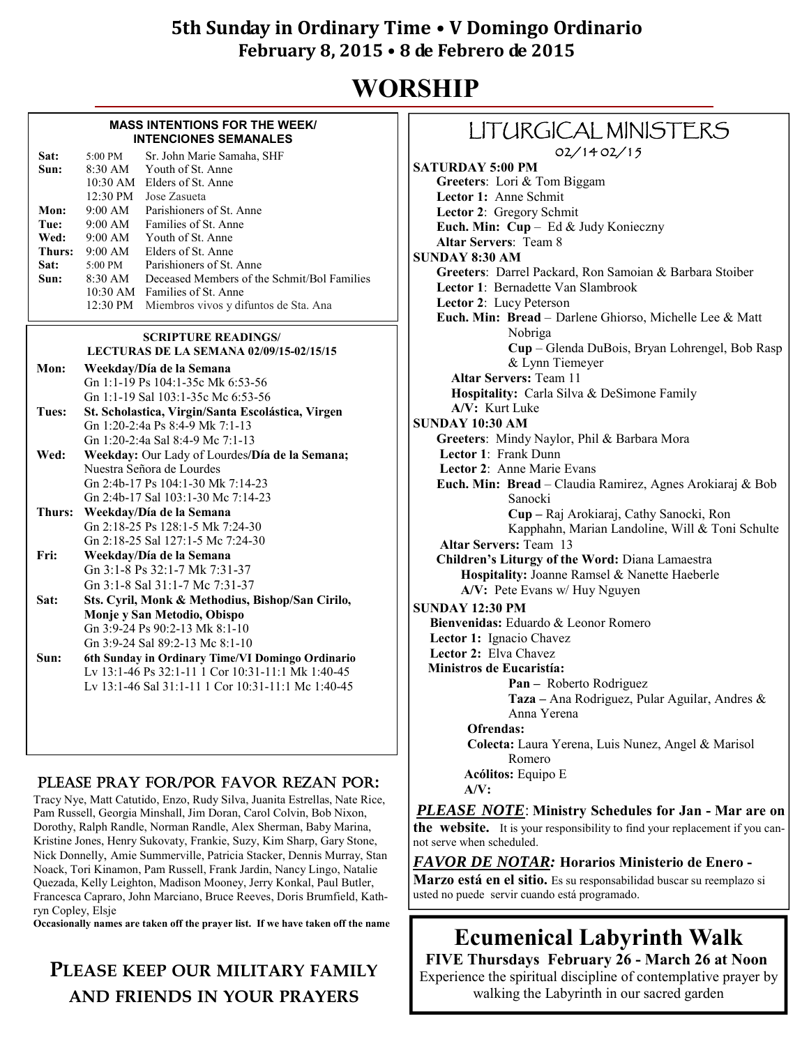# 5th Sunday in Ordinary Time • V Domingo Ordinario
## February 8, 2015 • 8 de Febrero de 2015

# WORSHIP

### MASS INTENTIONS FOR THE WEEK/ INTENCIONES SEMANALES

| | | |
|---|---|---|
| **Sat:** | 5:00 PM | Sr. John Marie Samaha, SHF |
| **Sun:** | 8:30 AM | Youth of St. Anne |
| | 10:30 AM | Elders of St. Anne |
| | 12:30 PM | Jose Zasueta |
| **Mon:** | 9:00 AM | Parishioners of St. Anne |
| **Tue:** | 9:00 AM | Families of St. Anne |
| **Wed:** | 9:00 AM | Youth of St. Anne |
| **Thurs:** | 9:00 AM | Elders of St. Anne |
| **Sat:** | 5:00 PM | Parishioners of St. Anne |
| **Sun:** | 8:30 AM | Deceased Members of the Schmit/Bol Families |
| | 10:30 AM | Families of St. Anne |
| | 12:30 PM | Miembros vivos y difuntos de Sta. Ana |

### SCRIPTURE READINGS/ LECTURAS DE LA SEMANA 02/09/15-02/15/15

**Mon:** **Weekday/Día de la Semana**
Gn 1:1-19 Ps 104:1-35c Mk 6:53-56
Gn 1:1-19 Sal 103:1-35c Mc 6:53-56

**Tues:** **St. Scholastica, Virgin/Santa Escolástica, Virgen**
Gn 1:20-2:4a Ps 8:4-9 Mk 7:1-13
Gn 1:20-2:4a Sal 8:4-9 Mc 7:1-13

**Wed:** **Weekday:** Our Lady of Lourdes/**Día de la Semana;** Nuestra Señora de Lourdes
Gn 2:4b-17 Ps 104:1-30 Mk 7:14-23
Gn 2:4b-17 Sal 103:1-30 Mc 7:14-23

**Thurs:** **Weekday/Día de la Semana**
Gn 2:18-25 Ps 128:1-5 Mk 7:24-30
Gn 2:18-25 Sal 127:1-5 Mc 7:24-30

**Fri:** **Weekday/Día de la Semana**
Gn 3:1-8 Ps 32:1-7 Mk 7:31-37
Gn 3:1-8 Sal 31:1-7 Mc 7:31-37

**Sat:** **Sts. Cyril, Monk & Methodius, Bishop/San Cirilo, Monje y San Metodio, Obispo**
Gn 3:9-24 Ps 90:2-13 Mk 8:1-10
Gn 3:9-24 Sal 89:2-13 Mc 8:1-10

**Sun:** **6th Sunday in Ordinary Time/VI Domingo Ordinario**
Lv 13:1-46 Ps 32:1-11 1 Cor 10:31-11:1 Mk 1:40-45
Lv 13:1-46 Sal 31:1-11 1 Cor 10:31-11:1 Mc 1:40-45

### PLEASE PRAY FOR/POR FAVOR REZAN POR:

Tracy Nye, Matt Catutido, Enzo, Rudy Silva, Juanita Estrellas, Nate Rice, Pam Russell, Georgia Minshall, Jim Doran, Carol Colvin, Bob Nixon, Dorothy, Ralph Randle, Norman Randle, Alex Sherman, Baby Marina, Kristine Jones, Henry Sukovaty, Frankie, Suzy, Kim Sharp, Gary Stone, Nick Donnelly, Amie Summerville, Patricia Stacker, Dennis Murray, Stan Noack, Tori Kinamon, Pam Russell, Frank Jardin, Nancy Lingo, Natalie Quezada, Kelly Leighton, Madison Mooney, Jerry Konkal, Paul Butler, Francesca Capraro, John Marciano, Bruce Reeves, Doris Brumfield, Kathryn Copley, Elsje

**Occasionally names are taken off the prayer list. If we have taken off the name**

### PLEASE KEEP OUR MILITARY FAMILY AND FRIENDS IN YOUR PRAYERS

## LITURGICAL MINISTERS
02/14 02/15

**SATURDAY 5:00 PM**
**Greeters**: Lori & Tom Biggam
**Lector 1:** Anne Schmit
**Lector 2**: Gregory Schmit
**Euch. Min: Cup** – Ed & Judy Konieczny
**Altar Servers**: Team 8

**SUNDAY 8:30 AM**
**Greeters**: Darrel Packard, Ron Samoian & Barbara Stoiber
**Lector 1**: Bernadette Van Slambrook
**Lector 2**: Lucy Peterson
**Euch. Min: Bread** – Darlene Ghiorso, Michelle Lee & Matt Nobriga
**Cup** – Glenda DuBois, Bryan Lohrengel, Bob Rasp & Lynn Tiemeyer
**Altar Servers:** Team 11
**Hospitality:** Carla Silva & DeSimone Family
**A/V:** Kurt Luke

**SUNDAY 10:30 AM**
**Greeters**: Mindy Naylor, Phil & Barbara Mora
**Lector 1**: Frank Dunn
**Lector 2**: Anne Marie Evans
**Euch. Min: Bread** – Claudia Ramirez, Agnes Arokiaraj & Bob Sanocki
**Cup –** Raj Arokiaraj, Cathy Sanocki, Ron Kapphahn, Marian Landoline, Will & Toni Schulte
**Altar Servers:** Team 13
**Children's Liturgy of the Word:** Diana Lamaestra
**Hospitality:** Joanne Ramsel & Nanette Haeberle
**A/V:** Pete Evans w/ Huy Nguyen

**SUNDAY 12:30 PM**
**Bienvenidas:** Eduardo & Leonor Romero
**Lector 1:** Ignacio Chavez
**Lector 2:** Elva Chavez
**Ministros de Eucaristía:**
**Pan –** Roberto Rodriguez
**Taza –** Ana Rodriguez, Pular Aguilar, Andres & Anna Yerena
**Ofrendas:**
**Colecta:** Laura Yerena, Luis Nunez, Angel & Marisol Romero
**Acólitos:** Equipo E
**A/V:**

***PLEASE NOTE*: Ministry Schedules for Jan - Mar are on the website.** It is your responsibility to find your replacement if you cannot serve when scheduled.

***FAVOR DE NOTAR:* Horarios Ministerio de Enero - Marzo está en el sitio.** Es su responsabilidad buscar su reemplazo si usted no puede servir cuando está programado.

## Ecumenical Labyrinth Walk

**FIVE Thursdays February 26 - March 26 at Noon**

Experience the spiritual discipline of contemplative prayer by walking the Labyrinth in our sacred garden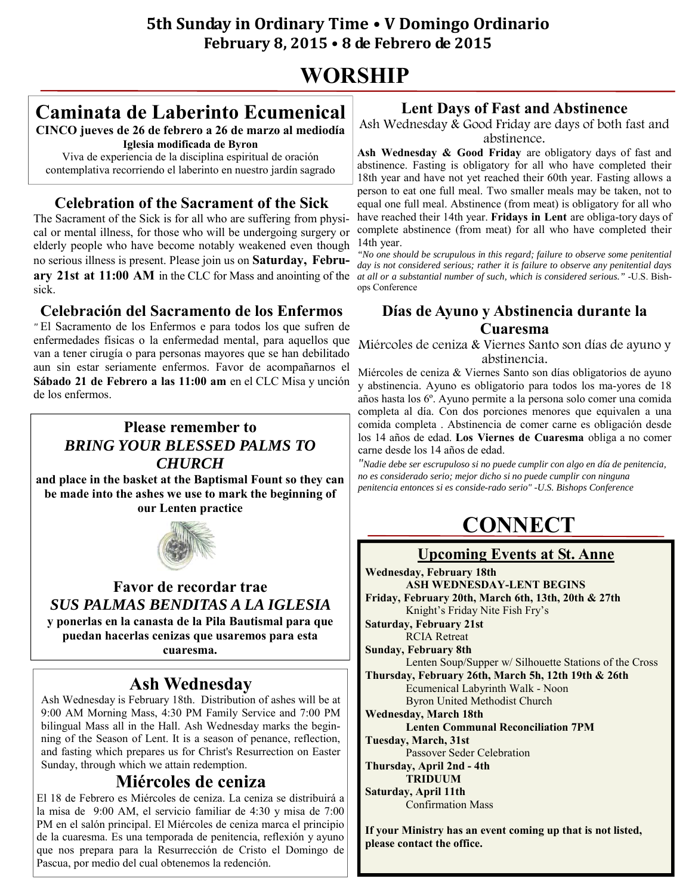# 5th Sunday in Ordinary Time • V Domingo Ordinario
## February 8, 2015 • 8 de Febrero de 2015

# WORSHIP

## Caminata de Laberinto Ecumenical

**CINCO jueves de 26 de febrero a 26 de marzo al mediodía**

**Iglesia modificada de Byron**

Viva de experiencia de la disciplina espiritual de oración contemplativa recorriendo el laberinto en nuestro jardín sagrado

## Celebration of the Sacrament of the Sick

The Sacrament of the Sick is for all who are suffering from physical or mental illness, for those who will be undergoing surgery or elderly people who have become notably weakened even though no serious illness is present. Please join us on **Saturday, February 21st at 11:00 AM** in the CLC for Mass and anointing of the sick.

## Celebración del Sacramento de los Enfermos

" El Sacramento de los Enfermos e para todos los que sufren de enfermedades físicas o la enfermedad mental, para aquellos que van a tener cirugía o para personas mayores que se han debilitado aun sin estar seriamente enfermos. Favor de acompañarnos el **Sábado 21 de Febrero a las 11:00 am** en el CLC Misa y unción de los enfermos.

### Please remember to *BRING YOUR BLESSED PALMS TO CHURCH*

**and place in the basket at the Baptismal Fount so they can be made into the ashes we use to mark the beginning of our Lenten practice**

### Favor de recordar trae *SUS PALMAS BENDITAS A LA IGLESIA*

**y ponerlas en la canasta de la Pila Bautismal para que puedan hacerlas cenizas que usaremos para esta cuaresma.**

## Ash Wednesday

Ash Wednesday is February 18th. Distribution of ashes will be at 9:00 AM Morning Mass, 4:30 PM Family Service and 7:00 PM bilingual Mass all in the Hall. Ash Wednesday marks the beginning of the Season of Lent. It is a season of penance, reflection, and fasting which prepares us for Christ's Resurrection on Easter Sunday, through which we attain redemption.

## Miércoles de ceniza

El 18 de Febrero es Miércoles de ceniza. La ceniza se distribuirá a la misa de 9:00 AM, el servicio familiar de 4:30 y misa de 7:00 PM en el salón principal. El Miércoles de ceniza marca el principio de la cuaresma. Es una temporada de penitencia, reflexión y ayuno que nos prepara para la Resurrección de Cristo el Domingo de Pascua, por medio del cual obtenemos la redención.

## Lent Days of Fast and Abstinence

Ash Wednesday & Good Friday are days of both fast and abstinence.

**Ash Wednesday & Good Friday** are obligatory days of fast and abstinence. Fasting is obligatory for all who have completed their 18th year and have not yet reached their 60th year. Fasting allows a person to eat one full meal. Two smaller meals may be taken, not to equal one full meal. Abstinence (from meat) is obligatory for all who have reached their 14th year. **Fridays in Lent** are obliga-tory days of complete abstinence (from meat) for all who have completed their 14th year.

*"No one should be scrupulous in this regard; failure to observe some penitential day is not considered serious; rather it is failure to observe any penitential days at all or a substantial number of such, which is considered serious."* -U.S. Bishops Conference

## Días de Ayuno y Abstinencia durante la Cuaresma

Miércoles de ceniza & Viernes Santo son días de ayuno y abstinencia.

Miércoles de ceniza & Viernes Santo son días obligatorios de ayuno y abstinencia. Ayuno es obligatorio para todos los ma-yores de 18 años hasta los 6º. Ayuno permite a la persona solo comer una comida completa al día. Con dos porciones menores que equivalen a una comida completa . Abstinencia de comer carne es obligación desde los 14 años de edad. **Los Viernes de Cuaresma** obliga a no comer carne desde los 14 años de edad.

*"Nadie debe ser escrupuloso si no puede cumplir con algo en día de penitencia, no es considerado serio; mejor dicho si no puede cumplir con ninguna penitencia entonces si es conside-rado serio" -U.S. Bishops Conference*

# CONNECT

## Upcoming Events at St. Anne

**Wednesday, February 18th**
**ASH WEDNESDAY-LENT BEGINS**

**Friday, February 20th, March 6th, 13th, 20th & 27th**
Knight's Friday Nite Fish Fry's

**Saturday, February 21st**
RCIA Retreat

**Sunday, February 8th**
Lenten Soup/Supper w/ Silhouette Stations of the Cross

**Thursday, February 26th, March 5h, 12th 19th & 26th**
Ecumenical Labyrinth Walk - Noon
Byron United Methodist Church

**Wednesday, March 18th**
**Lenten Communal Reconciliation 7PM**

**Tuesday, March, 31st**
Passover Seder Celebration

**Thursday, April 2nd - 4th**
**TRIDUUM**

**Saturday, April 11th**
Confirmation Mass

**If your Ministry has an event coming up that is not listed, please contact the office.**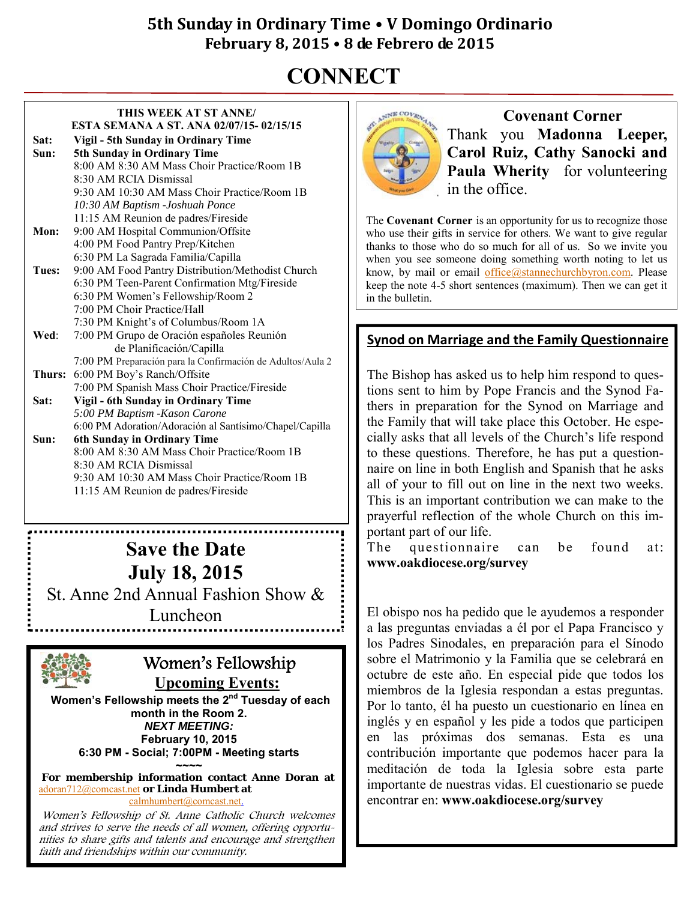# 5th Sunday in Ordinary Time • V Domingo Ordinario

## February 8, 2015 • 8 de Febrero de 2015

# CONNECT

**THIS WEEK AT ST ANNE/**
**ESTA SEMANA A ST. ANA 02/07/15- 02/15/15**

| | |
|---|---|
| **Sat:** | **Vigil - 5th Sunday in Ordinary Time** |
| **Sun:** | **5th Sunday in Ordinary Time** |
| | 8:00 AM 8:30 AM Mass Choir Practice/Room 1B |
| | 8:30 AM RCIA Dismissal |
| | 9:30 AM 10:30 AM Mass Choir Practice/Room 1B |
| | *10:30 AM Baptism -Joshuah Ponce* |
| | 11:15 AM Reunion de padres/Fireside |
| **Mon:** | 9:00 AM Hospital Communion/Offsite |
| | 4:00 PM Food Pantry Prep/Kitchen |
| | 6:30 PM La Sagrada Familia/Capilla |
| **Tues:** | 9:00 AM Food Pantry Distribution/Methodist Church |
| | 6:30 PM Teen-Parent Confirmation Mtg/Fireside |
| | 6:30 PM Women's Fellowship/Room 2 |
| | 7:00 PM Choir Practice/Hall |
| | 7:30 PM Knight's of Columbus/Room 1A |
| **Wed:** | 7:00 PM Grupo de Oración españoles Reunión de Planificación/Capilla |
| | 7:00 PM Preparación para la Confirmación de Adultos/Aula 2 |
| **Thurs:** | 6:00 PM Boy's Ranch/Offsite |
| | 7:00 PM Spanish Mass Choir Practice/Fireside |
| **Sat:** | **Vigil - 6th Sunday in Ordinary Time** |
| | *5:00 PM Baptism -Kason Carone* |
| | 6:00 PM Adoration/Adoración al Santísimo/Chapel/Capilla |
| **Sun:** | **6th Sunday in Ordinary Time** |
| | 8:00 AM 8:30 AM Mass Choir Practice/Room 1B |
| | 8:30 AM RCIA Dismissal |
| | 9:30 AM 10:30 AM Mass Choir Practice/Room 1B |
| | 11:15 AM Reunion de padres/Fireside |

## Save the Date
## July 18, 2015

St. Anne 2nd Annual Fashion Show & Luncheon

## Women's Fellowship
### Upcoming Events:

**Women's Fellowship meets the 2nd Tuesday of each month in the Room 2.**
***NEXT MEETING:***
**February 10, 2015**
**6:30 PM - Social; 7:00PM - Meeting starts**

~~~~

**For membership information contact Anne Doran at** adoran712@comcast.net **or Linda Humbert at** calmhumbert@comcast.net.

*Women's Fellowship of St. Anne Catholic Church welcomes and strives to serve the needs of all women, offering opportunities to share gifts and talents and encourage and strengthen faith and friendships within our community.*

## Covenant Corner

Thank you **Madonna Leeper, Carol Ruiz, Cathy Sanocki and Paula Wherity** for volunteering in the office.

The **Covenant Corner** is an opportunity for us to recognize those who use their gifts in service for others. We want to give regular thanks to those who do so much for all of us. So we invite you when you see someone doing something worth noting to let us know, by mail or email office@stannechurchbyron.com. Please keep the note 4-5 short sentences (maximum). Then we can get it in the bulletin.

## Synod on Marriage and the Family Questionnaire

The Bishop has asked us to help him respond to questions sent to him by Pope Francis and the Synod Fathers in preparation for the Synod on Marriage and the Family that will take place this October. He especially asks that all levels of the Church's life respond to these questions. Therefore, he has put a questionnaire on line in both English and Spanish that he asks all of your to fill out on line in the next two weeks. This is an important contribution we can make to the prayerful reflection of the whole Church on this important part of our life.

The questionnaire can be found at: **www.oakdiocese.org/survey**

El obispo nos ha pedido que le ayudemos a responder a las preguntas enviadas a él por el Papa Francisco y los Padres Sinodales, en preparación para el Sínodo sobre el Matrimonio y la Familia que se celebrará en octubre de este año. En especial pide que todos los miembros de la Iglesia respondan a estas preguntas. Por lo tanto, él ha puesto un cuestionario en línea en inglés y en español y les pide a todos que participen en las próximas dos semanas. Esta es una contribución importante que podemos hacer para la meditación de toda la Iglesia sobre esta parte importante de nuestras vidas. El cuestionario se puede encontrar en: **www.oakdiocese.org/survey**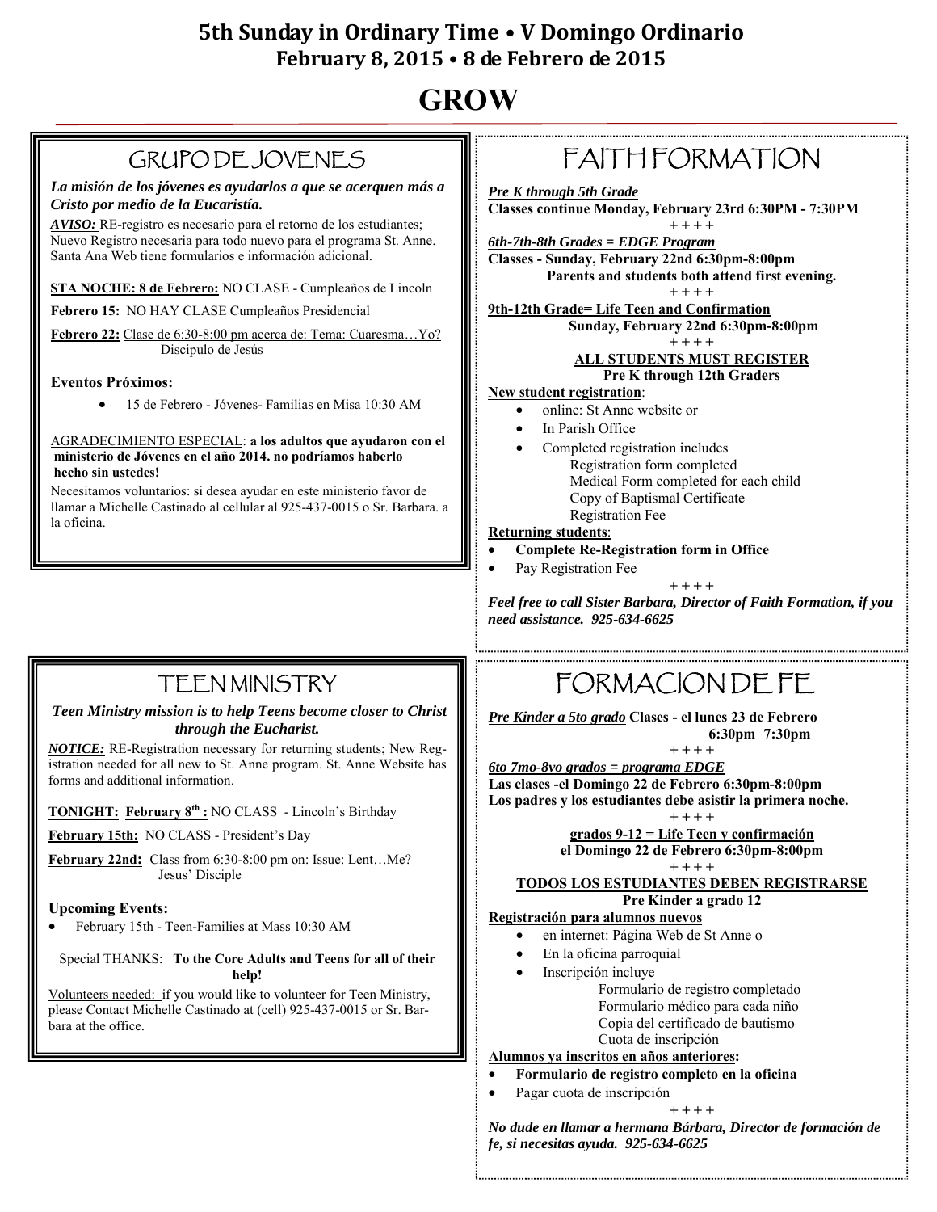# 5th Sunday in Ordinary Time • V Domingo Ordinario
## February 8, 2015 • 8 de Febrero de 2015

# GROW

## GRUPO DE JOVENES

***La misión de los jóvenes es ayudarlos a que se acerquen más a Cristo por medio de la Eucaristía.***

***AVISO:*** RE-registro es necesario para el retorno de los estudiantes; Nuevo Registro necesaria para todo nuevo para el programa St. Anne. Santa Ana Web tiene formularios e información adicional.

**STA NOCHE: 8 de Febrero:** NO CLASE - Cumpleaños de Lincoln

**Febrero 15:** NO HAY CLASE Cumpleaños Presidencial

**Febrero 22:** Clase de 6:30-8:00 pm acerca de: Tema: Cuaresma…Yo? Discipulo de Jesús

**Eventos Próximos:**

- 15 de Febrero - Jóvenes- Familias en Misa 10:30 AM

AGRADECIMIENTO ESPECIAL: **a los adultos que ayudaron con el ministerio de Jóvenes en el año 2014. no podríamos haberlo hecho sin ustedes!**

Necesitamos voluntarios: si desea ayudar en este ministerio favor de llamar a Michelle Castinado al cellular al 925-437-0015 o Sr. Barbara. a la oficina.

## FAITH FORMATION

***Pre K through 5th Grade***

**Classes continue Monday, February 23rd 6:30PM - 7:30PM**

\+ + + +

***6th-7th-8th Grades = EDGE Program***

**Classes - Sunday, February 22nd 6:30pm-8:00pm**

**Parents and students both attend first evening.**

\+ + + +

**9th-12th Grade= Life Teen and Confirmation**

**Sunday, February 22nd 6:30pm-8:00pm**

\+ + + +

**ALL STUDENTS MUST REGISTER**

**Pre K through 12th Graders**

**New student registration**:

- online: St Anne website or
- In Parish Office
- Completed registration includes
  - Registration form completed
  - Medical Form completed for each child
  - Copy of Baptismal Certificate
  - Registration Fee

**Returning students**:

- **Complete Re-Registration form in Office**
- Pay Registration Fee

\+ + + +

***Feel free to call Sister Barbara, Director of Faith Formation, if you need assistance. 925-634-6625***

## TEEN MINISTRY

***Teen Ministry mission is to help Teens become closer to Christ through the Eucharist.***

***NOTICE:*** RE-Registration necessary for returning students; New Registration needed for all new to St. Anne program. St. Anne Website has forms and additional information.

**TONIGHT: February 8th :** NO CLASS - Lincoln's Birthday

**February 15th:** NO CLASS - President's Day

**February 22nd:** Class from 6:30-8:00 pm on: Issue: Lent…Me? Jesus' Disciple

**Upcoming Events:**

- February 15th - Teen-Families at Mass 10:30 AM

Special THANKS: **To the Core Adults and Teens for all of their help!**

Volunteers needed: if you would like to volunteer for Teen Ministry, please Contact Michelle Castinado at (cell) 925-437-0015 or Sr. Barbara at the office.

## FORMACION DE FE

***Pre Kinder a 5to grado*** **Clases - el lunes 23 de Febrero 6:30pm 7:30pm**

\+ + + +

***6to 7mo-8vo grados = programa EDGE***

**Las clases -el Domingo 22 de Febrero 6:30pm-8:00pm**

**Los padres y los estudiantes debe asistir la primera noche.**

\+ + + +

**grados 9-12 = Life Teen y confirmación**

**el Domingo 22 de Febrero 6:30pm-8:00pm**

\+ + + +

**TODOS LOS ESTUDIANTES DEBEN REGISTRARSE**

**Pre Kinder a grado 12**

**Registración para alumnos nuevos**

- en internet: Página Web de St Anne o
- En la oficina parroquial
- Inscripción incluye
  - Formulario de registro completado
  - Formulario médico para cada niño
  - Copia del certificado de bautismo
  - Cuota de inscripción

**Alumnos ya inscritos en años anteriores:**

- **Formulario de registro completo en la oficina**
- Pagar cuota de inscripción

\+ + + +

***No dude en llamar a hermana Bárbara, Director de formación de fe, si necesitas ayuda. 925-634-6625***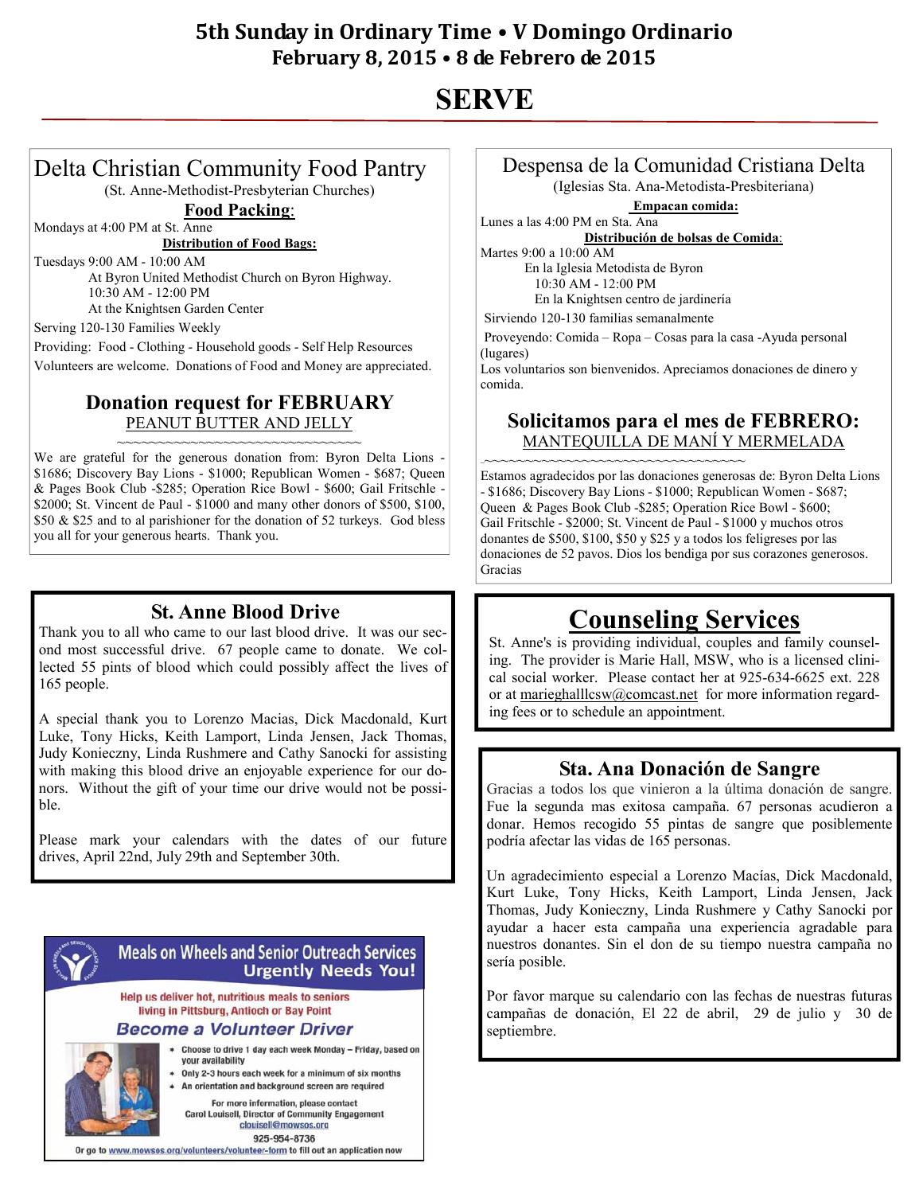# 5th Sunday in Ordinary Time • V Domingo Ordinario
## February 8, 2015 • 8 de Febrero de 2015

# SERVE

## Delta Christian Community Food Pantry

(St. Anne-Methodist-Presbyterian Churches)

**Food Packing:**

Mondays at 4:00 PM at St. Anne

**Distribution of Food Bags:**

Tuesdays 9:00 AM - 10:00 AM
At Byron United Methodist Church on Byron Highway.
10:30 AM - 12:00 PM
At the Knightsen Garden Center

Serving 120-130 Families Weekly

Providing: Food - Clothing - Household goods - Self Help Resources

Volunteers are welcome. Donations of Food and Money are appreciated.

### Donation request for FEBRUARY
PEANUT BUTTER AND JELLY

~~~~~~~~~~~~~~~~~~~~~~~~~~~~~~

We are grateful for the generous donation from: Byron Delta Lions - $1686; Discovery Bay Lions - $1000; Republican Women - $687; Queen & Pages Book Club -$285; Operation Rice Bowl - $600; Gail Fritschle - $2000; St. Vincent de Paul - $1000 and many other donors of $500, $100, $50 & $25 and to al parishioner for the donation of 52 turkeys. God bless you all for your generous hearts. Thank you.

## Despensa de la Comunidad Cristiana Delta

(Iglesias Sta. Ana-Metodista-Presbiteriana)

**Empacan comida:**

Lunes a las 4:00 PM en Sta. Ana

**Distribución de bolsas de Comida:**

Martes 9:00 a 10:00 AM
En la Iglesia Metodista de Byron
10:30 AM - 12:00 PM
En la Knightsen centro de jardinería

Sirviendo 120-130 familias semanalmente

Proveyendo: Comida – Ropa – Cosas para la casa -Ayuda personal (lugares)

Los voluntarios son bienvenidos. Apreciamos donaciones de dinero y comida.

### Solicitamos para el mes de FEBRERO:
MANTEQUILLA DE MANÍ Y MERMELADA

~~~~~~~~~~~~~~~~~~~~~~~~~~~~~~

Estamos agradecidos por las donaciones generosas de: Byron Delta Lions - $1686; Discovery Bay Lions - $1000; Republican Women - $687; Queen & Pages Book Club -$285; Operation Rice Bowl - $600; Gail Fritschle - $2000; St. Vincent de Paul - $1000 y muchos otros donantes de $500, $100, $50 y $25 y a todos los feligreses por las donaciones de 52 pavos. Dios los bendiga por sus corazones generosos. Gracias

## St. Anne Blood Drive

Thank you to all who came to our last blood drive. It was our second most successful drive. 67 people came to donate. We collected 55 pints of blood which could possibly affect the lives of 165 people.

A special thank you to Lorenzo Macias, Dick Macdonald, Kurt Luke, Tony Hicks, Keith Lamport, Linda Jensen, Jack Thomas, Judy Konieczny, Linda Rushmere and Cathy Sanocki for assisting with making this blood drive an enjoyable experience for our donors. Without the gift of your time our drive would not be possible.

Please mark your calendars with the dates of our future drives, April 22nd, July 29th and September 30th.

## Counseling Services

St. Anne's is providing individual, couples and family counseling. The provider is Marie Hall, MSW, who is a licensed clinical social worker. Please contact her at 925-634-6625 ext. 228 or at marieghalllcsw@comcast.net for more information regarding fees or to schedule an appointment.

## Meals on Wheels and Senior Outreach Services Urgently Needs You!

Help us deliver hot, nutritious meals to seniors living in Pittsburg, Antioch or Bay Point

### Become a Volunteer Driver

- Choose to drive 1 day each week Monday – Friday, based on your availability
- Only 2-3 hours each week for a minimum of six months
- An orientation and background screen are required

For more information, please contact
Carol Louisell, Director of Community Engagement
clouisell@mowsos.org
925-954-8736

Or go to www.mowsos.org/volunteers/volunteer-form to fill out an application now

## Sta. Ana Donación de Sangre

Gracias a todos los que vinieron a la última donación de sangre. Fue la segunda mas exitosa campaña. 67 personas acudieron a donar. Hemos recogido 55 pintas de sangre que posiblemente podría afectar las vidas de 165 personas.

Un agradecimiento especial a Lorenzo Macías, Dick Macdonald, Kurt Luke, Tony Hicks, Keith Lamport, Linda Jensen, Jack Thomas, Judy Konieczny, Linda Rushmere y Cathy Sanocki por ayudar a hacer esta campaña una experiencia agradable para nuestros donantes. Sin el don de su tiempo nuestra campaña no sería posible.

Por favor marque su calendario con las fechas de nuestras futuras campañas de donación, El 22 de abril, 29 de julio y 30 de septiembre.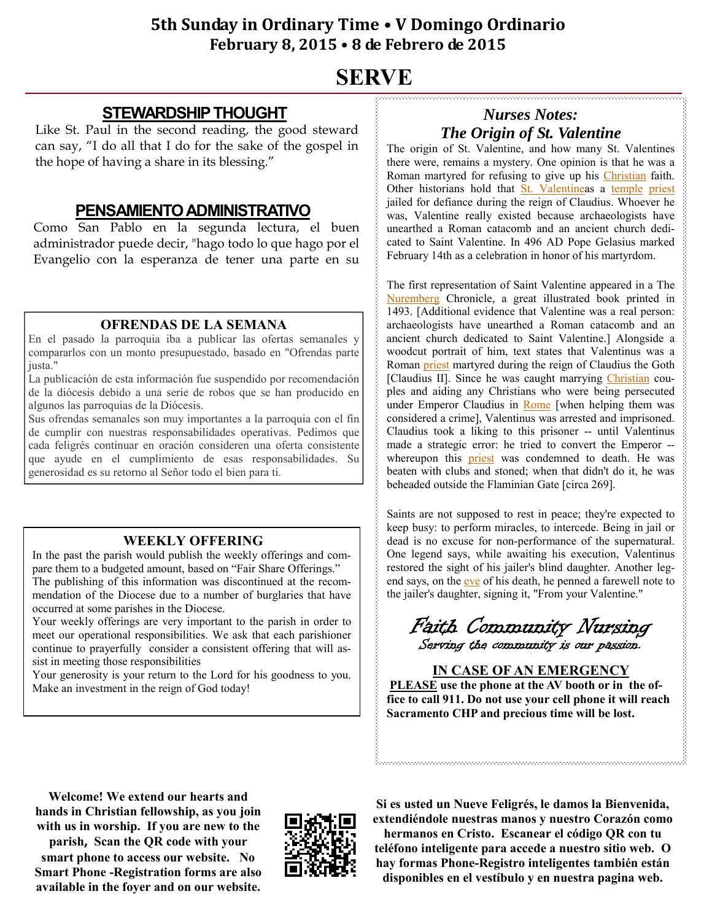# 5th Sunday in Ordinary Time • V Domingo Ordinario
## February 8, 2015 • 8 de Febrero de 2015

# SERVE

## STEWARDSHIP THOUGHT

Like St. Paul in the second reading, the good steward can say, "I do all that I do for the sake of the gospel in the hope of having a share in its blessing."

## PENSAMIENTO ADMINISTRATIVO

Como San Pablo en la segunda lectura, el buen administrador puede decir, "hago todo lo que hago por el Evangelio con la esperanza de tener una parte en su

### OFRENDAS DE LA SEMANA

En el pasado la parroquia iba a publicar las ofertas semanales y compararlos con un monto presupuestado, basado en "Ofrendas parte justa."

La publicación de esta información fue suspendido por recomendación de la diócesis debido a una serie de robos que se han producido en algunos las parroquias de la Diócesis.

Sus ofrendas semanales son muy importantes a la parroquia con el fin de cumplir con nuestras responsabilidades operativas. Pedimos que cada feligrés continuar en oración consideren una oferta consistente que ayude en el cumplimiento de esas responsabilidades. Su generosidad es su retorno al Señor todo el bien para ti.

### WEEKLY OFFERING

In the past the parish would publish the weekly offerings and compare them to a budgeted amount, based on "Fair Share Offerings."

The publishing of this information was discontinued at the recommendation of the Diocese due to a number of burglaries that have occurred at some parishes in the Diocese.

Your weekly offerings are very important to the parish in order to meet our operational responsibilities. We ask that each parishioner continue to prayerfully consider a consistent offering that will assist in meeting those responsibilities

Your generosity is your return to the Lord for his goodness to you. Make an investment in the reign of God today!

## *Nurses Notes: The Origin of St. Valentine*

The origin of St. Valentine, and how many St. Valentines there were, remains a mystery. One opinion is that he was a Roman martyred for refusing to give up his Christian faith. Other historians hold that St. Valentineas a temple priest jailed for defiance during the reign of Claudius. Whoever he was, Valentine really existed because archaeologists have unearthed a Roman catacomb and an ancient church dedicated to Saint Valentine. In 496 AD Pope Gelasius marked February 14th as a celebration in honor of his martyrdom.

The first representation of Saint Valentine appeared in a The Nuremberg Chronicle, a great illustrated book printed in 1493. [Additional evidence that Valentine was a real person: archaeologists have unearthed a Roman catacomb and an ancient church dedicated to Saint Valentine.] Alongside a woodcut portrait of him, text states that Valentinus was a Roman priest martyred during the reign of Claudius the Goth [Claudius II]. Since he was caught marrying Christian couples and aiding any Christians who were being persecuted under Emperor Claudius in Rome [when helping them was considered a crime], Valentinus was arrested and imprisoned. Claudius took a liking to this prisoner -- until Valentinus made a strategic error: he tried to convert the Emperor -- whereupon this priest was condemned to death. He was beaten with clubs and stoned; when that didn't do it, he was beheaded outside the Flaminian Gate [circa 269].

Saints are not supposed to rest in peace; they're expected to keep busy: to perform miracles, to intercede. Being in jail or dead is no excuse for non-performance of the supernatural. One legend says, while awaiting his execution, Valentinus restored the sight of his jailer's blind daughter. Another legend says, on the eve of his death, he penned a farewell note to the jailer's daughter, signing it, "From your Valentine."

*Faith Community Nursing*
*Serving the community is our passion.*

### IN CASE OF AN EMERGENCY

**PLEASE use the phone at the AV booth or in the office to call 911. Do not use your cell phone it will reach Sacramento CHP and precious time will be lost.**

**Welcome! We extend our hearts and hands in Christian fellowship, as you join with us in worship. If you are new to the parish, Scan the QR code with your smart phone to access our website. No Smart Phone -Registration forms are also available in the foyer and on our website.**

**Si es usted un Nueve Feligrés, le damos la Bienvenida, extendiéndole nuestras manos y nuestro Corazón como hermanos en Cristo. Escanear el código QR con tu teléfono inteligente para accede a nuestro sitio web. O hay formas Phone-Registro inteligentes también están disponibles en el vestíbulo y en nuestra pagina web.**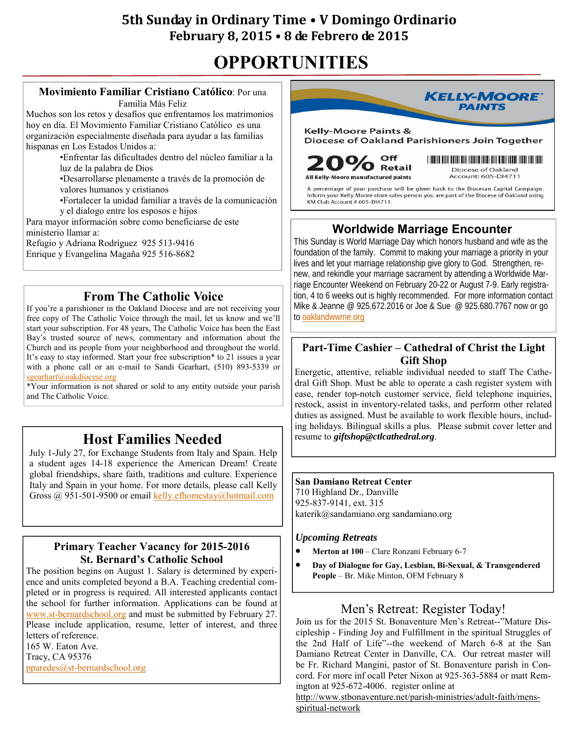# 5th Sunday in Ordinary Time • V Domingo Ordinario
## February 8, 2015 • 8 de Febrero de 2015

# OPPORTUNITIES

### Movimiento Familiar Cristiano Católico: Por una Familia Más Feliz

Muchos son los retos y desafíos que enfrentamos los matrimonios hoy en día. El Movimiento Familiar Cristiano Católico es una organización especialmente diseñada para ayudar a las familias hispanas en Los Estados Unidos a:

- Enfrentar las dificultades dentro del núcleo familiar a la luz de la palabra de Dios
- Desarrollarse plenamente a través de la promoción de valores humanos y cristianos
- Fortalecer la unidad familiar a través de la comunicación y el dialogo entre los esposos e hijos

Para mayor información sobre como beneficiarse de este ministerio llamar a:
Refugio y Adriana Rodríguez 925 513-9416
Enrique y Evangelina Magaña 925 516-8682

### From The Catholic Voice

If you're a parishioner in the Oakland Diocese and are not receiving your free copy of The Catholic Voice through the mail, let us know and we'll start your subscription. For 48 years, The Catholic Voice has been the East Bay's trusted source of news, commentary and information about the Church and its people from your neighborhood and throughout the world. It's easy to stay informed. Start your free subscription* to 21 issues a year with a phone call or an e-mail to Sandi Gearhart, (510) 893-5339 or sgearhart@oakdiocese.org

*Your information is not shared or sold to any entity outside your parish and The Catholic Voice.

### Host Families Needed

July 1-July 27, for Exchange Students from Italy and Spain. Help a student ages 14-18 experience the American Dream! Create global friendships, share faith, traditions and culture. Experience Italy and Spain in your home. For more details, please call Kelly Gross @ 951-501-9500 or email kelly.efhomestay@hotmail.com

### Primary Teacher Vacancy for 2015-2016 St. Bernard's Catholic School

The position begins on August 1. Salary is determined by experience and units completed beyond a B.A. Teaching credential completed or in progress is required. All interested applicants contact the school for further information. Applications can be found at www.st-bernardschool.org and must be submitted by February 27. Please include application, resume, letter of interest, and three letters of reference.
165 W. Eaton Ave.
Tracy, CA 95376
pparedes@st-bernardschool.org

### KELLY-MOORE PAINTS

Kelly-Moore Paints & Diocese of Oakland Parishioners Join Together

**20% Off Retail**
All Kelly-Moore manufactured paints

Diocese of Oakland
Account: 605-DI4711

A percentage of your purchase will be given back to the Diocesan Capital Campaign. Inform your Kelly Moore store sales person you are part of the Diocese of Oakland using KM Club Account # 605-DI4711.

### Worldwide Marriage Encounter

This Sunday is World Marriage Day which honors husband and wife as the foundation of the family. Commit to making your marriage a priority in your lives and let your marriage relationship give glory to God. Strengthen, renew, and rekindle your marriage sacrament by attending a Worldwide Marriage Encounter Weekend on February 20-22 or August 7-9. Early registration, 4 to 6 weeks out is highly recommended. For more information contact Mike & Jeanne @ 925.672.2016 or Joe & Sue @ 925.680.7767 now or go to oaklandwwme.org

### Part-Time Cashier – Cathedral of Christ the Light Gift Shop

Energetic, attentive, reliable individual needed to staff The Cathedral Gift Shop. Must be able to operate a cash register system with ease, render top-notch customer service, field telephone inquiries, restock, assist in inventory-related tasks, and perform other related duties as assigned. Must be available to work flexible hours, including holidays. Bilingual skills a plus. Please submit cover letter and resume to ***giftshop@ctlcathedral.org***.

**San Damiano Retreat Center**
710 Highland Dr., Danville
925-837-9141, ext. 315
katerik@sandamiano.org sandamiano.org

***Upcoming Retreats***

- **Merton at 100** – Clare Ronzani February 6-7
- **Day of Dialogue for Gay, Lesbian, Bi-Sexual, & Transgendered People** – Br. Mike Minton, OFM February 8

### Men's Retreat: Register Today!

Join us for the 2015 St. Bonaventure Men's Retreat--"Mature Discipleship - Finding Joy and Fulfillment in the spiritual Struggles of the 2nd Half of Life"--the weekend of March 6-8 at the San Damiano Retreat Center in Danville, CA. Our retreat master will be Fr. Richard Mangini, pastor of St. Bonaventure parish in Concord. For more inf ocall Peter Nixon at 925-363-5884 or matt Remington at 925-672-4006. register online at http://www.stbonaventure.net/parish-ministries/adult-faith/mens-spiritual-network